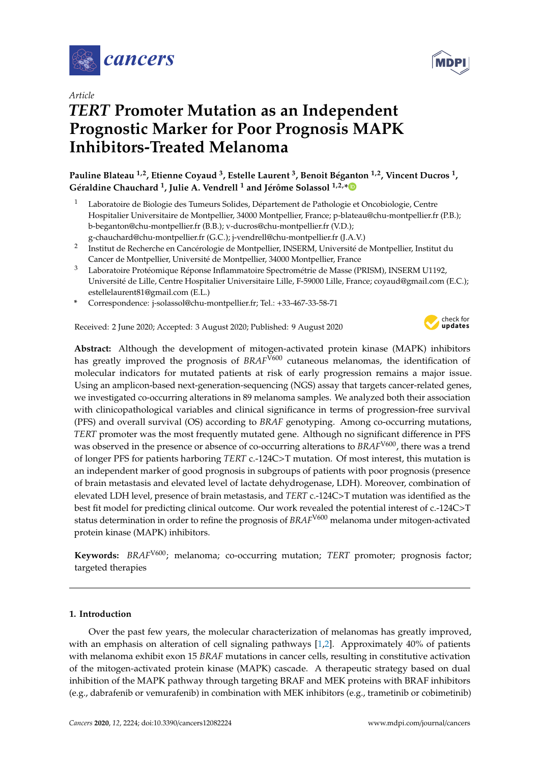Article

# *TERT* Promoter Mutation as an Independent Prognostic Marker for Poor Prognosis MAPK Inhibitors-Treated Melanoma

**Pauline Blateau [1,2], Etienne Coyaud [3], Estelle Laurent [3], Benoit Béganton [1,2], Vincent Ducros [1], Géraldine Chauchard [1], Julie A. Vendrell [1] and Jérôme Solassol [1,2,*]**

[1] Laboratoire de Biologie des Tumeurs Solides, Département de Pathologie et Oncobiologie, Centre Hospitalier Universitaire de Montpellier, 34000 Montpellier, France; p-blateau@chu-montpellier.fr (P.B.); b-beganton@chu-montpellier.fr (B.B.); v-ducros@chu-montpellier.fr (V.D.); g-chauchard@chu-montpellier.fr (G.C.); j-vendrell@chu-montpellier.fr (J.A.V.)

[2] Institut de Recherche en Cancérologie de Montpellier, INSERM, Université de Montpellier, Institut du Cancer de Montpellier, Université de Montpellier, 34000 Montpellier, France

[3] Laboratoire Protéomique Réponse Inflammatoire Spectrométrie de Masse (PRISM), INSERM U1192, Université de Lille, Centre Hospitalier Universitaire Lille, F-59000 Lille, France; coyaud@gmail.com (E.C.); estellelaurent81@gmail.com (E.L.)

\* Correspondence: j-solassol@chu-montpellier.fr; Tel.: +33-467-33-58-71

Received: 2 June 2020; Accepted: 3 August 2020; Published: 9 August 2020

**Abstract:** Although the development of mitogen-activated protein kinase (MAPK) inhibitors has greatly improved the prognosis of *BRAF*$^{V600}$ cutaneous melanomas, the identification of molecular indicators for mutated patients at risk of early progression remains a major issue. Using an amplicon-based next-generation-sequencing (NGS) assay that targets cancer-related genes, we investigated co-occurring alterations in 89 melanoma samples. We analyzed both their association with clinicopathological variables and clinical significance in terms of progression-free survival (PFS) and overall survival (OS) according to *BRAF* genotyping. Among co-occurring mutations, *TERT* promoter was the most frequently mutated gene. Although no significant difference in PFS was observed in the presence or absence of co-occurring alterations to *BRAF*$^{V600}$, there was a trend of longer PFS for patients harboring *TERT* c.-124C>T mutation. Of most interest, this mutation is an independent marker of good prognosis in subgroups of patients with poor prognosis (presence of brain metastasis and elevated level of lactate dehydrogenase, LDH). Moreover, combination of elevated LDH level, presence of brain metastasis, and *TERT* c.-124C>T mutation was identified as the best fit model for predicting clinical outcome. Our work revealed the potential interest of c.-124C>T status determination in order to refine the prognosis of *BRAF*$^{V600}$ melanoma under mitogen-activated protein kinase (MAPK) inhibitors.

**Keywords:** *BRAF*$^{V600}$; melanoma; co-occurring mutation; *TERT* promoter; prognosis factor; targeted therapies

## 1. Introduction

Over the past few years, the molecular characterization of melanomas has greatly improved, with an emphasis on alteration of cell signaling pathways [1,2]. Approximately 40% of patients with melanoma exhibit exon 15 *BRAF* mutations in cancer cells, resulting in constitutive activation of the mitogen-activated protein kinase (MAPK) cascade. A therapeutic strategy based on dual inhibition of the MAPK pathway through targeting BRAF and MEK proteins with BRAF inhibitors (e.g., dabrafenib or vemurafenib) in combination with MEK inhibitors (e.g., trametinib or cobimetinib)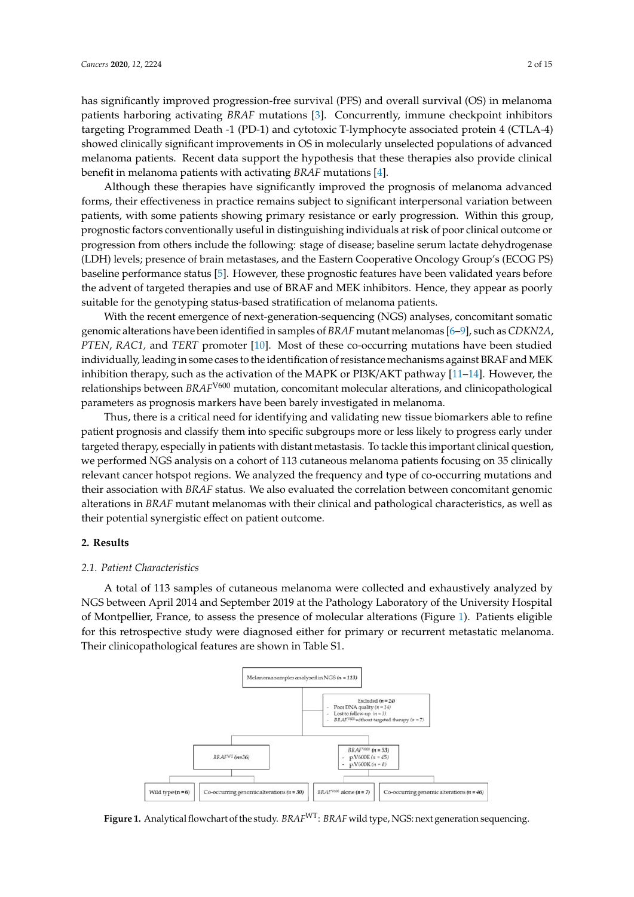has significantly improved progression-free survival (PFS) and overall survival (OS) in melanoma patients harboring activating *BRAF* mutations [3]. Concurrently, immune checkpoint inhibitors targeting Programmed Death -1 (PD-1) and cytotoxic T-lymphocyte associated protein 4 (CTLA-4) showed clinically significant improvements in OS in molecularly unselected populations of advanced melanoma patients. Recent data support the hypothesis that these therapies also provide clinical benefit in melanoma patients with activating *BRAF* mutations [4].

Although these therapies have significantly improved the prognosis of melanoma advanced forms, their effectiveness in practice remains subject to significant interpersonal variation between patients, with some patients showing primary resistance or early progression. Within this group, prognostic factors conventionally useful in distinguishing individuals at risk of poor clinical outcome or progression from others include the following: stage of disease; baseline serum lactate dehydrogenase (LDH) levels; presence of brain metastases, and the Eastern Cooperative Oncology Group's (ECOG PS) baseline performance status [5]. However, these prognostic features have been validated years before the advent of targeted therapies and use of BRAF and MEK inhibitors. Hence, they appear as poorly suitable for the genotyping status-based stratification of melanoma patients.

With the recent emergence of next-generation-sequencing (NGS) analyses, concomitant somatic genomic alterations have been identified in samples of *BRAF* mutant melanomas [6–9], such as *CDKN2A*, *PTEN*, *RAC1*, and *TERT* promoter [10]. Most of these co-occurring mutations have been studied individually, leading in some cases to the identification of resistance mechanisms against BRAF and MEK inhibition therapy, such as the activation of the MAPK or PI3K/AKT pathway [11–14]. However, the relationships between $BRAF^{V600}$ mutation, concomitant molecular alterations, and clinicopathological parameters as prognosis markers have been barely investigated in melanoma.

Thus, there is a critical need for identifying and validating new tissue biomarkers able to refine patient prognosis and classify them into specific subgroups more or less likely to progress early under targeted therapy, especially in patients with distant metastasis. To tackle this important clinical question, we performed NGS analysis on a cohort of 113 cutaneous melanoma patients focusing on 35 clinically relevant cancer hotspot regions. We analyzed the frequency and type of co-occurring mutations and their association with *BRAF* status. We also evaluated the correlation between concomitant genomic alterations in *BRAF* mutant melanomas with their clinical and pathological characteristics, as well as their potential synergistic effect on patient outcome.

## 2. Results

### 2.1. Patient Characteristics

A total of 113 samples of cutaneous melanoma were collected and exhaustively analyzed by NGS between April 2014 and September 2019 at the Pathology Laboratory of the University Hospital of Montpellier, France, to assess the presence of molecular alterations (Figure 1). Patients eligible for this retrospective study were diagnosed either for primary or recurrent metastatic melanoma. Their clinicopathological features are shown in Table S1.

Melanoma samples analysed in NGS (*n* = 113)

Excluded (*n* = 24)
- Poor DNA quality (*n* = 14)
- Lost to follow-up (*n* = 3)
- $BRAF^{V600}$ without targeted therapy (*n* = 7)

$BRAF^{WT}$ (*n* = 36)
- Wild type (n = 6)
- Co-occurring genomic alterations (*n* = 30)

$BRAF^{V600}$ (*n* = 53)
- p.V600E (*n* = 45)
- p.V600K (*n* = 8)
- $BRAF^{V600}$ alone (*n* = 7)
- Co-occurring genomic alterations (*n* = 46)

**Figure 1.** Analytical flowchart of the study. $BRAF^{WT}$: *BRAF* wild type, NGS: next generation sequencing.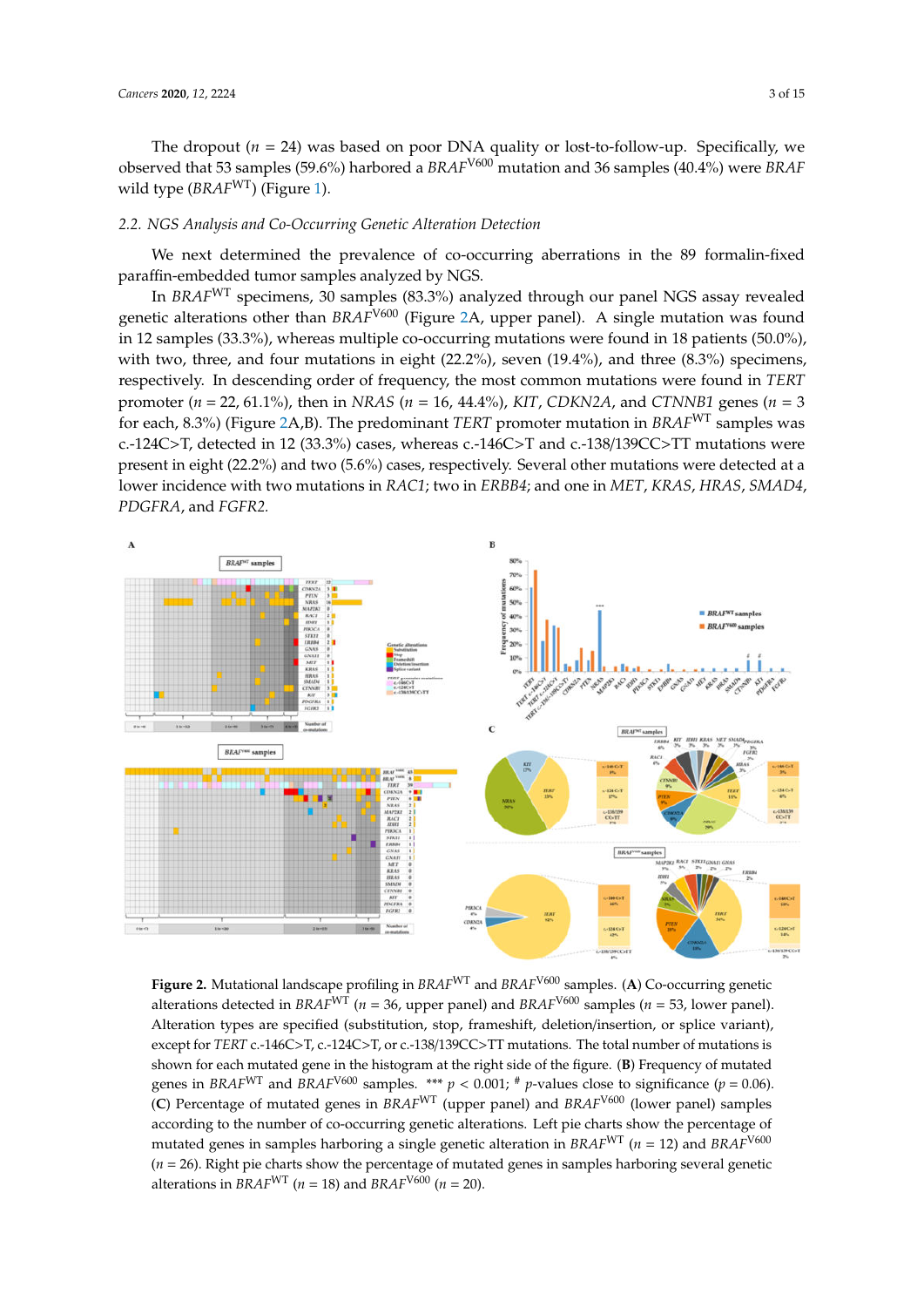The dropout ($n = 24$) was based on poor DNA quality or lost-to-follow-up. Specifically, we observed that 53 samples (59.6%) harbored a *BRAF*$^{V600}$ mutation and 36 samples (40.4%) were *BRAF* wild type (*BRAF*$^{WT}$) (Figure 1).

### 2.2. NGS Analysis and Co-Occurring Genetic Alteration Detection

We next determined the prevalence of co-occurring aberrations in the 89 formalin-fixed paraffin-embedded tumor samples analyzed by NGS.

In *BRAF*$^{WT}$ specimens, 30 samples (83.3%) analyzed through our panel NGS assay revealed genetic alterations other than *BRAF*$^{V600}$ (Figure 2A, upper panel). A single mutation was found in 12 samples (33.3%), whereas multiple co-occurring mutations were found in 18 patients (50.0%), with two, three, and four mutations in eight (22.2%), seven (19.4%), and three (8.3%) specimens, respectively. In descending order of frequency, the most common mutations were found in *TERT* promoter ($n = 22$, 61.1%), then in *NRAS* ($n = 16$, 44.4%), *KIT*, *CDKN2A*, and *CTNNB1* genes ($n = 3$ for each, 8.3%) (Figure 2A,B). The predominant *TERT* promoter mutation in *BRAF*$^{WT}$ samples was c.-124C>T, detected in 12 (33.3%) cases, whereas c.-146C>T and c.-138/139CC>TT mutations were present in eight (22.2%) and two (5.6%) cases, respectively. Several other mutations were detected at a lower incidence with two mutations in *RAC1*; two in *ERBB4*; and one in *MET*, *KRAS*, *HRAS*, *SMAD4*, *PDGFRA*, and *FGFR2*.

**Figure 2.** Mutational landscape profiling in *BRAF*$^{WT}$ and *BRAF*$^{V600}$ samples. (**A**) Co-occurring genetic alterations detected in *BRAF*$^{WT}$ ($n = 36$, upper panel) and *BRAF*$^{V600}$ samples ($n = 53$, lower panel). Alteration types are specified (substitution, stop, frameshift, deletion/insertion, or splice variant), except for *TERT* c.-146C>T, c.-124C>T, or c.-138/139CC>TT mutations. The total number of mutations is shown for each mutated gene in the histogram at the right side of the figure. (**B**) Frequency of mutated genes in *BRAF*$^{WT}$ and *BRAF*$^{V600}$ samples. *** $p < 0.001$; # $p$-values close to significance ($p = 0.06$). (**C**) Percentage of mutated genes in *BRAF*$^{WT}$ (upper panel) and *BRAF*$^{V600}$ (lower panel) samples according to the number of co-occurring genetic alterations. Left pie charts show the percentage of mutated genes in samples harboring a single genetic alteration in *BRAF*$^{WT}$ ($n = 12$) and *BRAF*$^{V600}$ ($n = 26$). Right pie charts show the percentage of mutated genes in samples harboring several genetic alterations in *BRAF*$^{WT}$ ($n = 18$) and *BRAF*$^{V600}$ ($n = 20$).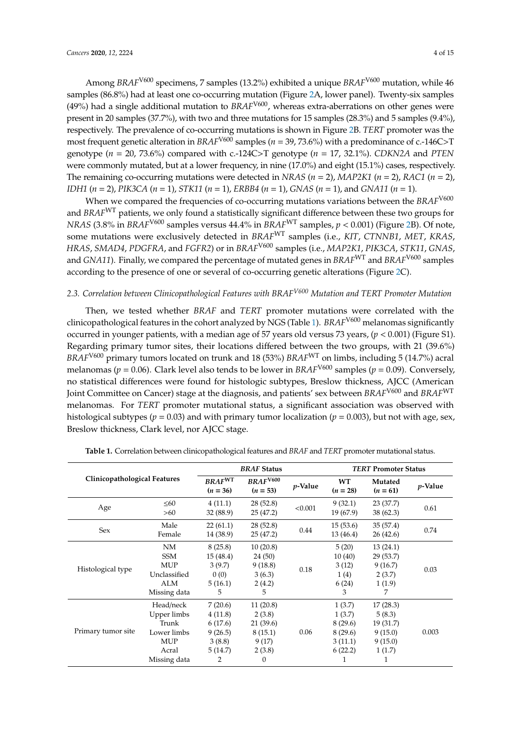Among $BRAF^{V600}$ specimens, 7 samples (13.2%) exhibited a unique $BRAF^{V600}$ mutation, while 46 samples (86.8%) had at least one co-occurring mutation (Figure 2A, lower panel). Twenty-six samples (49%) had a single additional mutation to $BRAF^{V600}$, whereas extra-aberrations on other genes were present in 20 samples (37.7%), with two and three mutations for 15 samples (28.3%) and 5 samples (9.4%), respectively. The prevalence of co-occurring mutations is shown in Figure 2B. *TERT* promoter was the most frequent genetic alteration in $BRAF^{V600}$ samples ($n$ = 39, 73.6%) with a predominance of c.-146C>T genotype ($n$ = 20, 73.6%) compared with c.-124C>T genotype ($n$ = 17, 32.1%). *CDKN2A* and *PTEN* were commonly mutated, but at a lower frequency, in nine (17.0%) and eight (15.1%) cases, respectively. The remaining co-occurring mutations were detected in *NRAS* ($n$ = 2), *MAP2K1* ($n$ = 2), *RAC1* ($n$ = 2), *IDH1* ($n$ = 2), *PIK3CA* ($n$ = 1), *STK11* ($n$ = 1), *ERBB4* ($n$ = 1), *GNAS* ($n$ = 1), and *GNA11* ($n$ = 1).

When we compared the frequencies of co-occurring mutations variations between the $BRAF^{V600}$ and $BRAF^{WT}$ patients, we only found a statistically significant difference between these two groups for *NRAS* (3.8% in $BRAF^{V600}$ samples versus 44.4% in $BRAF^{WT}$ samples, $p < 0.001$) (Figure 2B). Of note, some mutations were exclusively detected in $BRAF^{WT}$ samples (i.e., *KIT*, *CTNNB1*, *MET*, *KRAS*, *HRAS*, *SMAD4*, *PDGFRA*, and *FGFR2*) or in $BRAF^{V600}$ samples (i.e., *MAP2K1*, *PIK3CA*, *STK11*, *GNAS*, and *GNA11*). Finally, we compared the percentage of mutated genes in $BRAF^{WT}$ and $BRAF^{V600}$ samples according to the presence of one or several of co-occurring genetic alterations (Figure 2C).

### 2.3. Correlation between Clinicopathological Features with $BRAF^{V600}$ Mutation and TERT Promoter Mutation

Then, we tested whether *BRAF* and *TERT* promoter mutations were correlated with the clinicopathological features in the cohort analyzed by NGS (Table 1). $BRAF^{V600}$ melanomas significantly occurred in younger patients, with a median age of 57 years old versus 73 years, ($p < 0.001$) (Figure S1). Regarding primary tumor sites, their locations differed between the two groups, with 21 (39.6%) $BRAF^{V600}$ primary tumors located on trunk and 18 (53%) $BRAF^{WT}$ on limbs, including 5 (14.7%) acral melanomas ($p$ = 0.06). Clark level also tends to be lower in $BRAF^{V600}$ samples ($p$ = 0.09). Conversely, no statistical differences were found for histologic subtypes, Breslow thickness, AJCC (American Joint Committee on Cancer) stage at the diagnosis, and patients' sex between $BRAF^{V600}$ and $BRAF^{WT}$ melanomas. For *TERT* promoter mutational status, a significant association was observed with histological subtypes ($p$ = 0.03) and with primary tumor localization ($p$ = 0.003), but not with age, sex, Breslow thickness, Clark level, nor AJCC stage.

**Table 1.** Correlation between clinicopathological features and *BRAF* and *TERT* promoter mutational status.

| Clinicopathological Features | | ***BRAF* Status** | | | ***TERT* Promoter Status** | | |
|---|---|---|---|---|---|---|---|
| | | **$BRAF^{WT}$ ($n$ = 36)** | **$BRAF^{V600}$ ($n$ = 53)** | **$p$-Value** | **WT ($n$ = 28)** | **Mutated ($n$ = 61)** | **$p$-Value** |
| Age | ≤60 | 4 (11.1) | 28 (52.8) | <0.001 | 9 (32.1) | 23 (37.7) | 0.61 |
| | >60 | 32 (88.9) | 25 (47.2) | | 19 (67.9) | 38 (62.3) | |
| Sex | Male | 22 (61.1) | 28 (52.8) | 0.44 | 15 (53.6) | 35 (57.4) | 0.74 |
| | Female | 14 (38.9) | 25 (47.2) | | 13 (46.4) | 26 (42.6) | |
| Histological type | NM | 8 (25.8) | 10 (20.8) | 0.18 | 5 (20) | 13 (24.1) | 0.03 |
| | SSM | 15 (48.4) | 24 (50) | | 10 (40) | 29 (53.7) | |
| | MUP | 3 (9.7) | 9 (18.8) | | 3 (12) | 9 (16.7) | |
| | Unclassified | 0 (0) | 3 (6.3) | | 1 (4) | 2 (3.7) | |
| | ALM | 5 (16.1) | 2 (4.2) | | 6 (24) | 1 (1.9) | |
| | Missing data | 5 | 5 | | 3 | 7 | |
| Primary tumor site | Head/neck | 7 (20.6) | 11 (20.8) | 0.06 | 1 (3.7) | 17 (28.3) | 0.003 |
| | Upper limbs | 4 (11.8) | 2 (3.8) | | 1 (3.7) | 5 (8.3) | |
| | Trunk | 6 (17.6) | 21 (39.6) | | 8 (29.6) | 19 (31.7) | |
| | Lower limbs | 9 (26.5) | 8 (15.1) | | 8 (29.6) | 9 (15.0) | |
| | MUP | 3 (8.8) | 9 (17) | | 3 (11.1) | 9 (15.0) | |
| | Acral | 5 (14.7) | 2 (3.8) | | 6 (22.2) | 1 (1.7) | |
| | Missing data | 2 | 0 | | 1 | 1 | |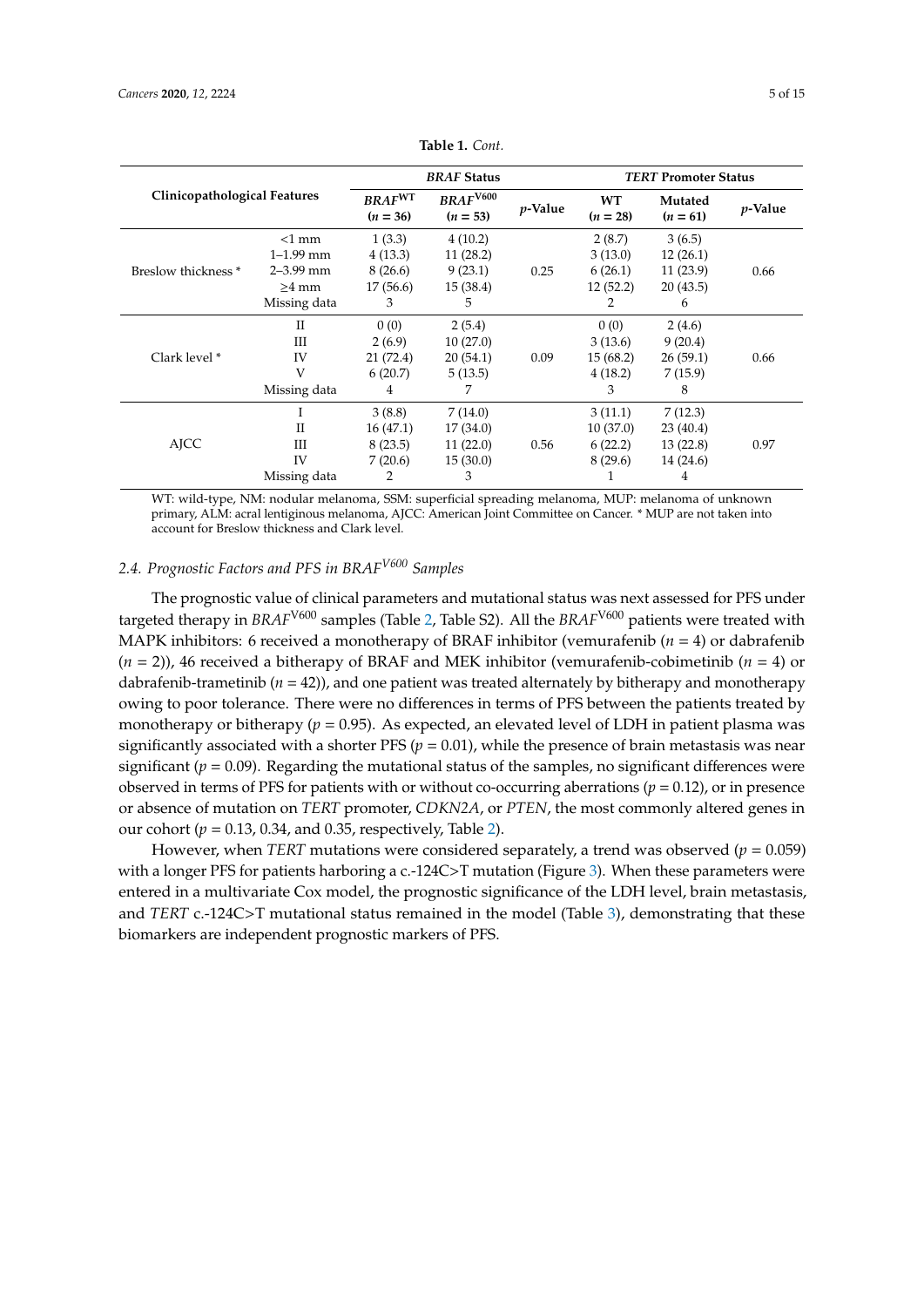**Table 1.** *Cont.*

| Clinicopathological Features | | *BRAF* Status | | | *TERT* Promoter Status | | |
|---|---|---|---|---|---|---|---|
| | | $BRAF^{WT}$ ($n$ = 36) | $BRAF^{V600}$ ($n$ = 53) | $p$-Value | WT ($n$ = 28) | Mutated ($n$ = 61) | $p$-Value |
| Breslow thickness * | <1 mm | 1 (3.3) | 4 (10.2) | 0.25 | 2 (8.7) | 3 (6.5) | 0.66 |
| | 1–1.99 mm | 4 (13.3) | 11 (28.2) | | 3 (13.0) | 12 (26.1) | |
| | 2–3.99 mm | 8 (26.6) | 9 (23.1) | | 6 (26.1) | 11 (23.9) | |
| | ≥4 mm | 17 (56.6) | 15 (38.4) | | 12 (52.2) | 20 (43.5) | |
| | Missing data | 3 | 5 | | 2 | 6 | |
| Clark level * | II | 0 (0) | 2 (5.4) | 0.09 | 0 (0) | 2 (4.6) | 0.66 |
| | III | 2 (6.9) | 10 (27.0) | | 3 (13.6) | 9 (20.4) | |
| | IV | 21 (72.4) | 20 (54.1) | | 15 (68.2) | 26 (59.1) | |
| | V | 6 (20.7) | 5 (13.5) | | 4 (18.2) | 7 (15.9) | |
| | Missing data | 4 | 7 | | 3 | 8 | |
| AJCC | I | 3 (8.8) | 7 (14.0) | 0.56 | 3 (11.1) | 7 (12.3) | 0.97 |
| | II | 16 (47.1) | 17 (34.0) | | 10 (37.0) | 23 (40.4) | |
| | III | 8 (23.5) | 11 (22.0) | | 6 (22.2) | 13 (22.8) | |
| | IV | 7 (20.6) | 15 (30.0) | | 8 (29.6) | 14 (24.6) | |
| | Missing data | 2 | 3 | | 1 | 4 | |

WT: wild-type, NM: nodular melanoma, SSM: superficial spreading melanoma, MUP: melanoma of unknown primary, ALM: acral lentiginous melanoma, AJCC: American Joint Committee on Cancer. * MUP are not taken into account for Breslow thickness and Clark level.

### 2.4. Prognostic Factors and PFS in $BRAF^{V600}$ Samples

The prognostic value of clinical parameters and mutational status was next assessed for PFS under targeted therapy in $BRAF^{V600}$ samples (Table 2, Table S2). All the $BRAF^{V600}$ patients were treated with MAPK inhibitors: 6 received a monotherapy of BRAF inhibitor (vemurafenib ($n$ = 4) or dabrafenib ($n$ = 2)), 46 received a bitherapy of BRAF and MEK inhibitor (vemurafenib-cobimetinib ($n$ = 4) or dabrafenib-trametinib ($n$ = 42)), and one patient was treated alternately by bitherapy and monotherapy owing to poor tolerance. There were no differences in terms of PFS between the patients treated by monotherapy or bitherapy ($p$ = 0.95). As expected, an elevated level of LDH in patient plasma was significantly associated with a shorter PFS ($p$ = 0.01), while the presence of brain metastasis was near significant ($p$ = 0.09). Regarding the mutational status of the samples, no significant differences were observed in terms of PFS for patients with or without co-occurring aberrations ($p$ = 0.12), or in presence or absence of mutation on *TERT* promoter, *CDKN2A*, or *PTEN*, the most commonly altered genes in our cohort ($p$ = 0.13, 0.34, and 0.35, respectively, Table 2).

However, when *TERT* mutations were considered separately, a trend was observed ($p$ = 0.059) with a longer PFS for patients harboring a c.-124C>T mutation (Figure 3). When these parameters were entered in a multivariate Cox model, the prognostic significance of the LDH level, brain metastasis, and *TERT* c.-124C>T mutational status remained in the model (Table 3), demonstrating that these biomarkers are independent prognostic markers of PFS.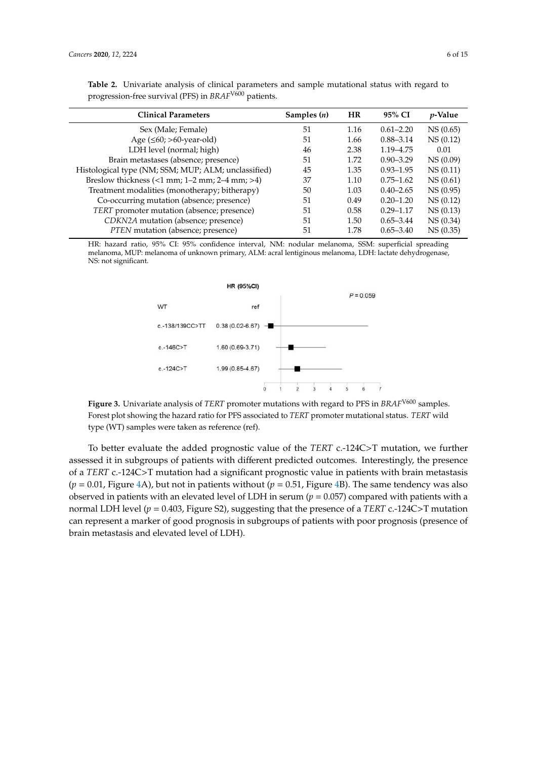**Table 2.** Univariate analysis of clinical parameters and sample mutational status with regard to progression-free survival (PFS) in $BRAF^{V600}$ patients.

| Clinical Parameters | Samples (*n*) | HR | 95% CI | *p*-Value |
|---|---|---|---|---|
| Sex (Male; Female) | 51 | 1.16 | 0.61–2.20 | NS (0.65) |
| Age (≤60; >60-year-old) | 51 | 1.66 | 0.88–3.14 | NS (0.12) |
| LDH level (normal; high) | 46 | 2.38 | 1.19–4.75 | 0.01 |
| Brain metastases (absence; presence) | 51 | 1.72 | 0.90–3.29 | NS (0.09) |
| Histological type (NM; SSM; MUP; ALM; unclassified) | 45 | 1.35 | 0.93–1.95 | NS (0.11) |
| Breslow thickness (<1 mm; 1–2 mm; 2–4 mm; >4) | 37 | 1.10 | 0.75–1.62 | NS (0.61) |
| Treatment modalities (monotherapy; bitherapy) | 50 | 1.03 | 0.40–2.65 | NS (0.95) |
| Co-occurring mutation (absence; presence) | 51 | 0.49 | 0.20–1.20 | NS (0.12) |
| *TERT* promoter mutation (absence; presence) | 51 | 0.58 | 0.29–1.17 | NS (0.13) |
| *CDKN2A* mutation (absence; presence) | 51 | 1.50 | 0.65–3.44 | NS (0.34) |
| *PTEN* mutation (absence; presence) | 51 | 1.78 | 0.65–3.40 | NS (0.35) |

HR: hazard ratio, 95% CI: 95% confidence interval, NM: nodular melanoma, SSM: superficial spreading melanoma, MUP: melanoma of unknown primary, ALM: acral lentiginous melanoma, LDH: lactate dehydrogenase, NS: not significant.

HR (95%CI)

P = 0.059

WT ref

c.-138/139CC>TT 0.38 (0.02-6.67)

c.-146C>T 1.60 (0.69-3.71)

c.-124C>T 1.99 (0.85-4.67)

0 1 2 3 4 5 6 7

**Figure 3.** Univariate analysis of *TERT* promoter mutations with regard to PFS in $BRAF^{V600}$ samples. Forest plot showing the hazard ratio for PFS associated to *TERT* promoter mutational status. *TERT* wild type (WT) samples were taken as reference (ref).

To better evaluate the added prognostic value of the *TERT* c.-124C>T mutation, we further assessed it in subgroups of patients with different predicted outcomes. Interestingly, the presence of a *TERT* c.-124C>T mutation had a significant prognostic value in patients with brain metastasis ($p = 0.01$, Figure 4A), but not in patients without ($p = 0.51$, Figure 4B). The same tendency was also observed in patients with an elevated level of LDH in serum ($p = 0.057$) compared with patients with a normal LDH level ($p = 0.403$, Figure S2), suggesting that the presence of a *TERT* c.-124C>T mutation can represent a marker of good prognosis in subgroups of patients with poor prognosis (presence of brain metastasis and elevated level of LDH).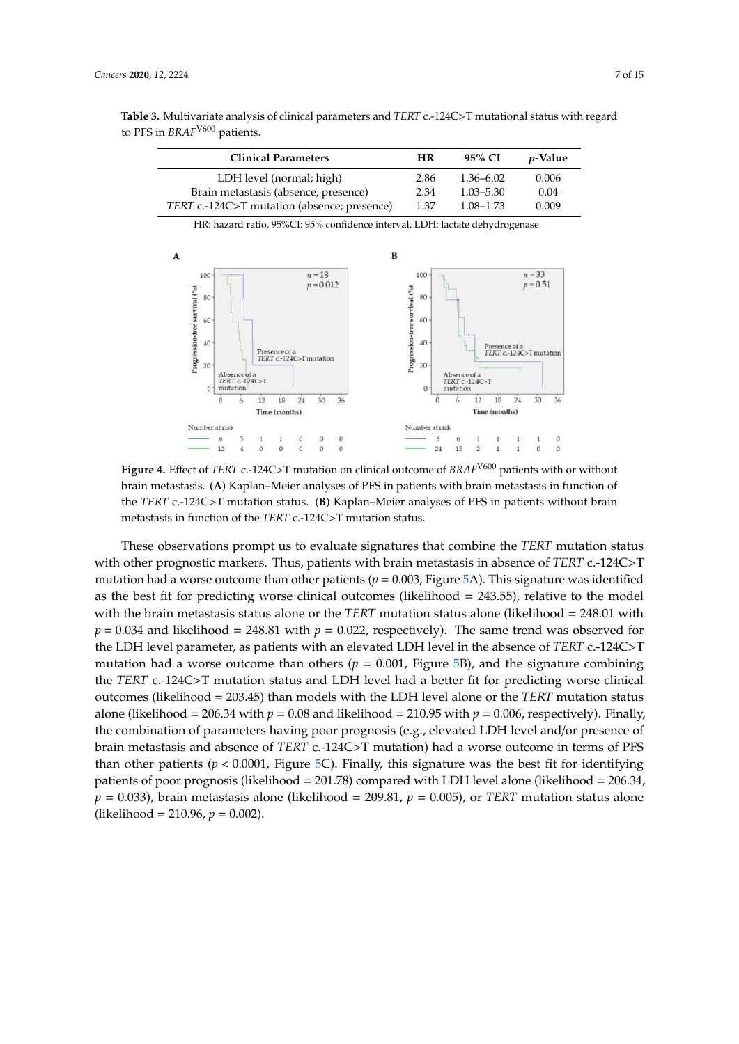**Table 3.** Multivariate analysis of clinical parameters and *TERT* c.-124C>T mutational status with regard to PFS in $BRAF^{V600}$ patients.

| Clinical Parameters | HR | 95% CI | *p*-Value |
|---|---|---|---|
| LDH level (normal; high) | 2.86 | 1.36–6.02 | 0.006 |
| Brain metastasis (absence; presence) | 2.34 | 1.03–5.30 | 0.04 |
| *TERT* c.-124C>T mutation (absence; presence) | 1.37 | 1.08–1.73 | 0.009 |

HR: hazard ratio, 95%CI: 95% confidence interval, LDH: lactate dehydrogenase.

A

$n = 18$
$p = 0.012$
Progression-free survival (%)
Presence of a TERT c.-124C>T mutation
Absence of a TERT c.-124C>T mutation
Time (months)
Number at risk
6 5 1 1 0 0 0
12 4 0 0 0 0 0

B

$n = 33$
$p = 0.51$
Progression-free survival (%)
Presence of a TERT c.-124C>T mutation
Absence of a TERT c.-124C>T mutation
Time (months)
Number at risk
9 6 1 1 1 1 0
24 15 2 1 1 0 0

**Figure 4.** Effect of *TERT* c.-124C>T mutation on clinical outcome of $BRAF^{V600}$ patients with or without brain metastasis. (**A**) Kaplan–Meier analyses of PFS in patients with brain metastasis in function of the *TERT* c.-124C>T mutation status. (**B**) Kaplan–Meier analyses of PFS in patients without brain metastasis in function of the *TERT* c.-124C>T mutation status.

These observations prompt us to evaluate signatures that combine the *TERT* mutation status with other prognostic markers. Thus, patients with brain metastasis in absence of *TERT* c.-124C>T mutation had a worse outcome than other patients ($p = 0.003$, Figure 5A). This signature was identified as the best fit for predicting worse clinical outcomes (likelihood = 243.55), relative to the model with the brain metastasis status alone or the *TERT* mutation status alone (likelihood = 248.01 with $p = 0.034$ and likelihood = 248.81 with $p = 0.022$, respectively). The same trend was observed for the LDH level parameter, as patients with an elevated LDH level in the absence of *TERT* c.-124C>T mutation had a worse outcome than others ($p = 0.001$, Figure 5B), and the signature combining the *TERT* c.-124C>T mutation status and LDH level had a better fit for predicting worse clinical outcomes (likelihood = 203.45) than models with the LDH level alone or the *TERT* mutation status alone (likelihood = 206.34 with $p = 0.08$ and likelihood = 210.95 with $p = 0.006$, respectively). Finally, the combination of parameters having poor prognosis (e.g., elevated LDH level and/or presence of brain metastasis and absence of *TERT* c.-124C>T mutation) had a worse outcome in terms of PFS than other patients ($p < 0.0001$, Figure 5C). Finally, this signature was the best fit for identifying patients of poor prognosis (likelihood = 201.78) compared with LDH level alone (likelihood = 206.34, $p = 0.033$), brain metastasis alone (likelihood = 209.81, $p = 0.005$), or *TERT* mutation status alone (likelihood = 210.96, $p = 0.002$).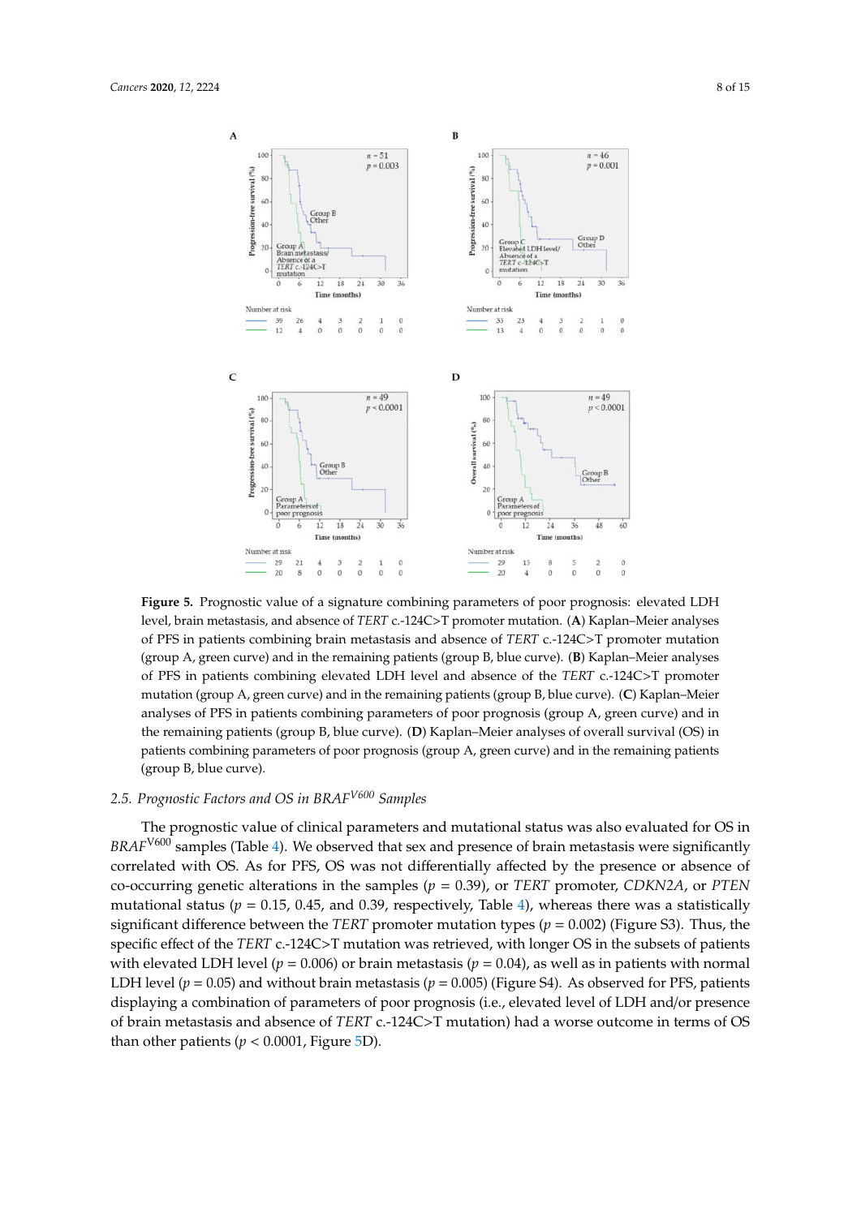A

100
80
60
40
20
0
Progression-free survival (%)
0 6 12 18 24 30 36
Time (months)
n = 51
p = 0.003
Group B
Other
Group A
Brain metastasis/
Absence of a
TERT c.-124C>T
mutation

Number at risk
39 26 4 3 2 1 0
12 4 0 0 0 0 0

B

100
80
60
40
20
0
Progression-free survival (%)
0 6 12 18 24 30 36
Time (months)
n = 46
p = 0.001
Group C
Elevated LDH level/
Absence of a
TERT c.-124C>T
mutation
Group D
Other

Number at risk
33 23 4 3 2 1 0
13 4 0 0 0 0 0

C

100
80
60
40
20
0
Progression-free survival (%)
0 6 12 18 24 30 36
Time (months)
n = 49
p < 0.0001
Group B
Other
Group A
Parameters of
poor prognosis

Number at risk
29 21 4 3 2 1 0
20 8 0 0 0 0 0

D

100
80
60
40
20
0
Overall survival (%)
0 12 24 36 48 60
Time (months)
n = 49
p < 0.0001
Group B
Other
Group A
Parameters of
poor prognosis

Number at risk
29 15 8 5 2 0
20 4 0 0 0 0

**Figure 5.** Prognostic value of a signature combining parameters of poor prognosis: elevated LDH level, brain metastasis, and absence of *TERT* c.-124C>T promoter mutation. (**A**) Kaplan–Meier analyses of PFS in patients combining brain metastasis and absence of *TERT* c.-124C>T promoter mutation (group A, green curve) and in the remaining patients (group B, blue curve). (**B**) Kaplan–Meier analyses of PFS in patients combining elevated LDH level and absence of the *TERT* c.-124C>T promoter mutation (group A, green curve) and in the remaining patients (group B, blue curve). (**C**) Kaplan–Meier analyses of PFS in patients combining parameters of poor prognosis (group A, green curve) and in the remaining patients (group B, blue curve). (**D**) Kaplan–Meier analyses of overall survival (OS) in patients combining parameters of poor prognosis (group A, green curve) and in the remaining patients (group B, blue curve).

### *2.5. Prognostic Factors and OS in BRAF$^{V600}$ Samples*

The prognostic value of clinical parameters and mutational status was also evaluated for OS in *BRAF*$^{V600}$ samples (Table 4). We observed that sex and presence of brain metastasis were significantly correlated with OS. As for PFS, OS was not differentially affected by the presence or absence of co-occurring genetic alterations in the samples ($p$ = 0.39), or *TERT* promoter, *CDKN2A*, or *PTEN* mutational status ($p$ = 0.15, 0.45, and 0.39, respectively, Table 4), whereas there was a statistically significant difference between the *TERT* promoter mutation types ($p$ = 0.002) (Figure S3). Thus, the specific effect of the *TERT* c.-124C>T mutation was retrieved, with longer OS in the subsets of patients with elevated LDH level ($p$ = 0.006) or brain metastasis ($p$ = 0.04), as well as in patients with normal LDH level ($p$ = 0.05) and without brain metastasis ($p$ = 0.005) (Figure S4). As observed for PFS, patients displaying a combination of parameters of poor prognosis (i.e., elevated level of LDH and/or presence of brain metastasis and absence of *TERT* c.-124C>T mutation) had a worse outcome in terms of OS than other patients ($p$ < 0.0001, Figure 5D).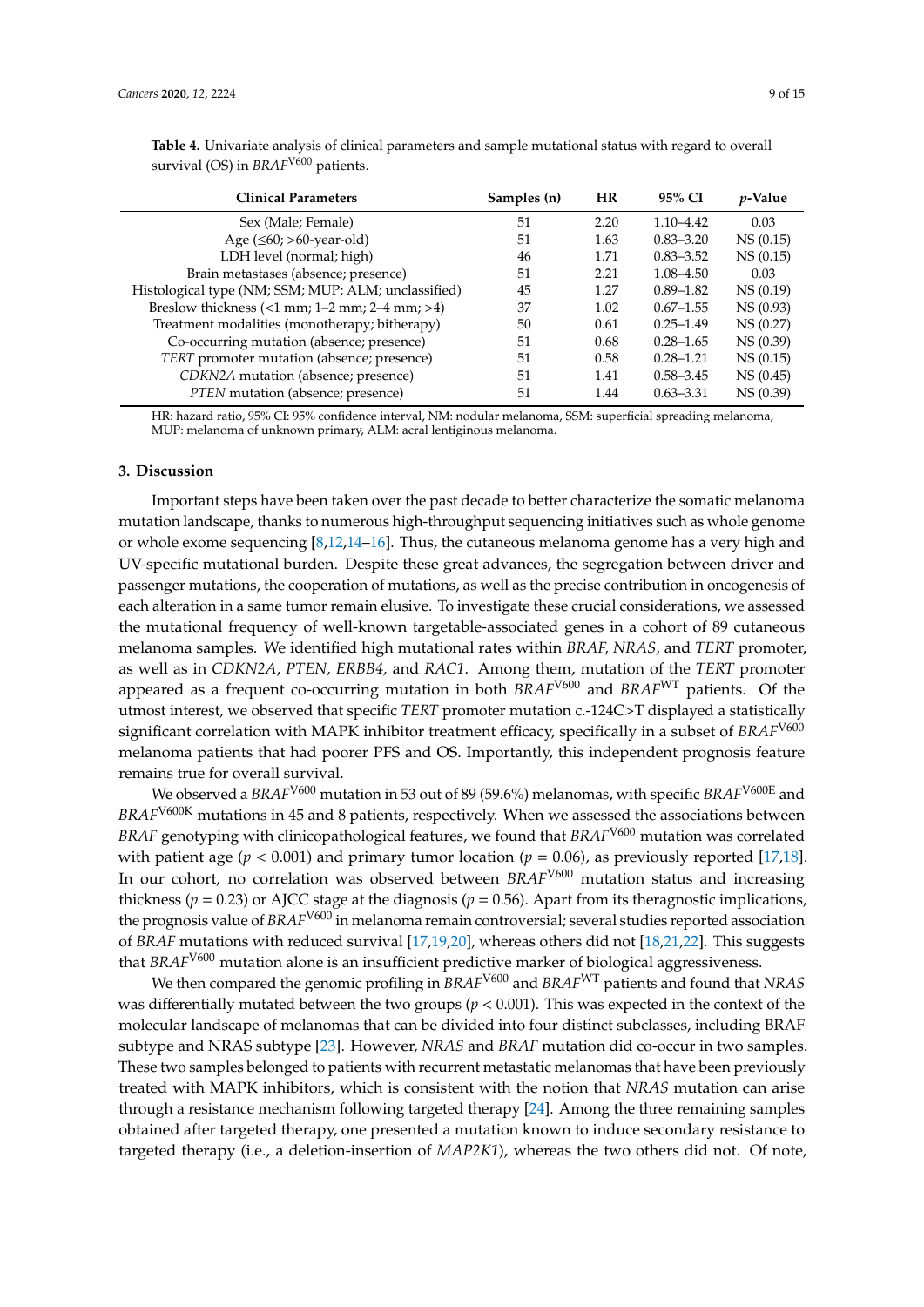**Table 4.** Univariate analysis of clinical parameters and sample mutational status with regard to overall survival (OS) in $BRAF^{V600}$ patients.

| Clinical Parameters | Samples (n) | HR | 95% CI | p-Value |
|---|---|---|---|---|
| Sex (Male; Female) | 51 | 2.20 | 1.10–4.42 | 0.03 |
| Age (≤60; >60-year-old) | 51 | 1.63 | 0.83–3.20 | NS (0.15) |
| LDH level (normal; high) | 46 | 1.71 | 0.83–3.52 | NS (0.15) |
| Brain metastases (absence; presence) | 51 | 2.21 | 1.08–4.50 | 0.03 |
| Histological type (NM; SSM; MUP; ALM; unclassified) | 45 | 1.27 | 0.89–1.82 | NS (0.19) |
| Breslow thickness (<1 mm; 1–2 mm; 2–4 mm; >4) | 37 | 1.02 | 0.67–1.55 | NS (0.93) |
| Treatment modalities (monotherapy; bitherapy) | 50 | 0.61 | 0.25–1.49 | NS (0.27) |
| Co-occurring mutation (absence; presence) | 51 | 0.68 | 0.28–1.65 | NS (0.39) |
| *TERT* promoter mutation (absence; presence) | 51 | 0.58 | 0.28–1.21 | NS (0.15) |
| *CDKN2A* mutation (absence; presence) | 51 | 1.41 | 0.58–3.45 | NS (0.45) |
| *PTEN* mutation (absence; presence) | 51 | 1.44 | 0.63–3.31 | NS (0.39) |

HR: hazard ratio, 95% CI: 95% confidence interval, NM: nodular melanoma, SSM: superficial spreading melanoma, MUP: melanoma of unknown primary, ALM: acral lentiginous melanoma.

## 3. Discussion

Important steps have been taken over the past decade to better characterize the somatic melanoma mutation landscape, thanks to numerous high-throughput sequencing initiatives such as whole genome or whole exome sequencing [8,12,14–16]. Thus, the cutaneous melanoma genome has a very high and UV-specific mutational burden. Despite these great advances, the segregation between driver and passenger mutations, the cooperation of mutations, as well as the precise contribution in oncogenesis of each alteration in a same tumor remain elusive. To investigate these crucial considerations, we assessed the mutational frequency of well-known targetable-associated genes in a cohort of 89 cutaneous melanoma samples. We identified high mutational rates within *BRAF, NRAS*, and *TERT* promoter, as well as in *CDKN2A*, *PTEN, ERBB4,* and *RAC1*. Among them, mutation of the *TERT* promoter appeared as a frequent co-occurring mutation in both $BRAF^{V600}$ and $BRAF^{WT}$ patients. Of the utmost interest, we observed that specific *TERT* promoter mutation c.-124C>T displayed a statistically significant correlation with MAPK inhibitor treatment efficacy, specifically in a subset of $BRAF^{V600}$ melanoma patients that had poorer PFS and OS. Importantly, this independent prognosis feature remains true for overall survival.

We observed a $BRAF^{V600}$ mutation in 53 out of 89 (59.6%) melanomas, with specific $BRAF^{V600E}$ and $BRAF^{V600K}$ mutations in 45 and 8 patients, respectively. When we assessed the associations between *BRAF* genotyping with clinicopathological features, we found that $BRAF^{V600}$ mutation was correlated with patient age ($p < 0.001$) and primary tumor location ($p = 0.06$), as previously reported [17,18]. In our cohort, no correlation was observed between $BRAF^{V600}$ mutation status and increasing thickness ($p = 0.23$) or AJCC stage at the diagnosis ($p = 0.56$). Apart from its theragnostic implications, the prognosis value of $BRAF^{V600}$ in melanoma remain controversial; several studies reported association of *BRAF* mutations with reduced survival [17,19,20], whereas others did not [18,21,22]. This suggests that $BRAF^{V600}$ mutation alone is an insufficient predictive marker of biological aggressiveness.

We then compared the genomic profiling in $BRAF^{V600}$ and $BRAF^{WT}$ patients and found that *NRAS* was differentially mutated between the two groups ($p < 0.001$). This was expected in the context of the molecular landscape of melanomas that can be divided into four distinct subclasses, including BRAF subtype and NRAS subtype [23]. However, *NRAS* and *BRAF* mutation did co-occur in two samples. These two samples belonged to patients with recurrent metastatic melanomas that have been previously treated with MAPK inhibitors, which is consistent with the notion that *NRAS* mutation can arise through a resistance mechanism following targeted therapy [24]. Among the three remaining samples obtained after targeted therapy, one presented a mutation known to induce secondary resistance to targeted therapy (i.e., a deletion-insertion of *MAP2K1*), whereas the two others did not. Of note,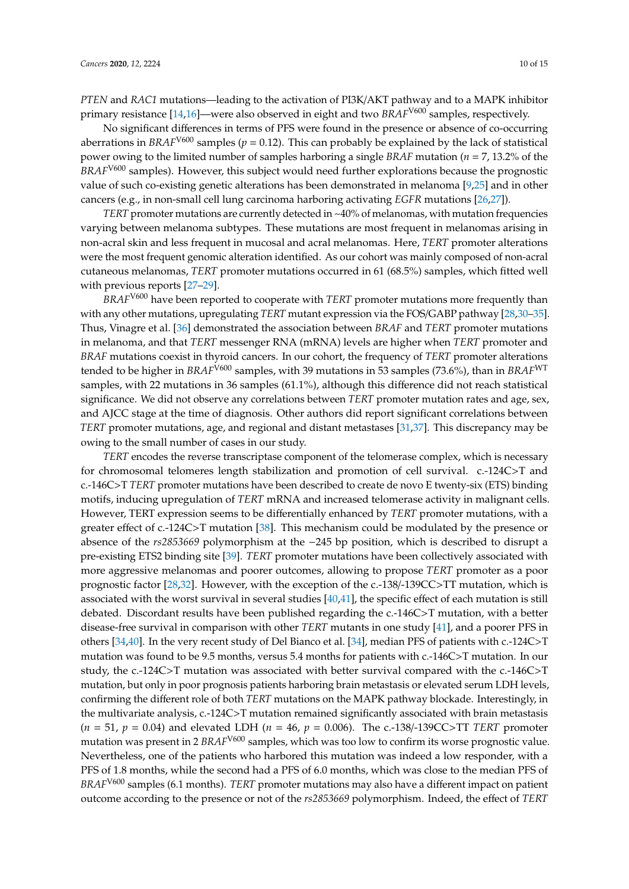*PTEN* and *RAC1* mutations—leading to the activation of PI3K/AKT pathway and to a MAPK inhibitor primary resistance [14,16]—were also observed in eight and two *BRAF*$^{V600}$ samples, respectively.

No significant differences in terms of PFS were found in the presence or absence of co-occurring aberrations in *BRAF*$^{V600}$ samples ($p = 0.12$). This can probably be explained by the lack of statistical power owing to the limited number of samples harboring a single *BRAF* mutation ($n = 7$, 13.2% of the *BRAF*$^{V600}$ samples). However, this subject would need further explorations because the prognostic value of such co-existing genetic alterations has been demonstrated in melanoma [9,25] and in other cancers (e.g., in non-small cell lung carcinoma harboring activating *EGFR* mutations [26,27]).

*TERT* promoter mutations are currently detected in ~40% of melanomas, with mutation frequencies varying between melanoma subtypes. These mutations are most frequent in melanomas arising in non-acral skin and less frequent in mucosal and acral melanomas. Here, *TERT* promoter alterations were the most frequent genomic alteration identified. As our cohort was mainly composed of non-acral cutaneous melanomas, *TERT* promoter mutations occurred in 61 (68.5%) samples, which fitted well with previous reports [27–29].

*BRAF*$^{V600}$ have been reported to cooperate with *TERT* promoter mutations more frequently than with any other mutations, upregulating *TERT* mutant expression via the FOS/GABP pathway [28,30–35]. Thus, Vinagre et al. [36] demonstrated the association between *BRAF* and *TERT* promoter mutations in melanoma, and that *TERT* messenger RNA (mRNA) levels are higher when *TERT* promoter and *BRAF* mutations coexist in thyroid cancers. In our cohort, the frequency of *TERT* promoter alterations tended to be higher in *BRAF*$^{V600}$ samples, with 39 mutations in 53 samples (73.6%), than in *BRAF*$^{WT}$ samples, with 22 mutations in 36 samples (61.1%), although this difference did not reach statistical significance. We did not observe any correlations between *TERT* promoter mutation rates and age, sex, and AJCC stage at the time of diagnosis. Other authors did report significant correlations between *TERT* promoter mutations, age, and regional and distant metastases [31,37]. This discrepancy may be owing to the small number of cases in our study.

*TERT* encodes the reverse transcriptase component of the telomerase complex, which is necessary for chromosomal telomeres length stabilization and promotion of cell survival. c.-124C>T and c.-146C>T *TERT* promoter mutations have been described to create de novo E twenty-six (ETS) binding motifs, inducing upregulation of *TERT* mRNA and increased telomerase activity in malignant cells. However, TERT expression seems to be differentially enhanced by *TERT* promoter mutations, with a greater effect of c.-124C>T mutation [38]. This mechanism could be modulated by the presence or absence of the *rs2853669* polymorphism at the −245 bp position, which is described to disrupt a pre-existing ETS2 binding site [39]. *TERT* promoter mutations have been collectively associated with more aggressive melanomas and poorer outcomes, allowing to propose *TERT* promoter as a poor prognostic factor [28,32]. However, with the exception of the c.-138/-139CC>TT mutation, which is associated with the worst survival in several studies [40,41], the specific effect of each mutation is still debated. Discordant results have been published regarding the c.-146C>T mutation, with a better disease-free survival in comparison with other *TERT* mutants in one study [41], and a poorer PFS in others [34,40]. In the very recent study of Del Bianco et al. [34], median PFS of patients with c.-124C>T mutation was found to be 9.5 months, versus 5.4 months for patients with c.-146C>T mutation. In our study, the c.-124C>T mutation was associated with better survival compared with the c.-146C>T mutation, but only in poor prognosis patients harboring brain metastasis or elevated serum LDH levels, confirming the different role of both *TERT* mutations on the MAPK pathway blockade. Interestingly, in the multivariate analysis, c.-124C>T mutation remained significantly associated with brain metastasis ($n = 51$, $p = 0.04$) and elevated LDH ($n = 46$, $p = 0.006$). The c.-138/-139CC>TT *TERT* promoter mutation was present in 2 *BRAF*$^{V600}$ samples, which was too low to confirm its worse prognostic value. Nevertheless, one of the patients who harbored this mutation was indeed a low responder, with a PFS of 1.8 months, while the second had a PFS of 6.0 months, which was close to the median PFS of *BRAF*$^{V600}$ samples (6.1 months). *TERT* promoter mutations may also have a different impact on patient outcome according to the presence or not of the *rs2853669* polymorphism. Indeed, the effect of *TERT*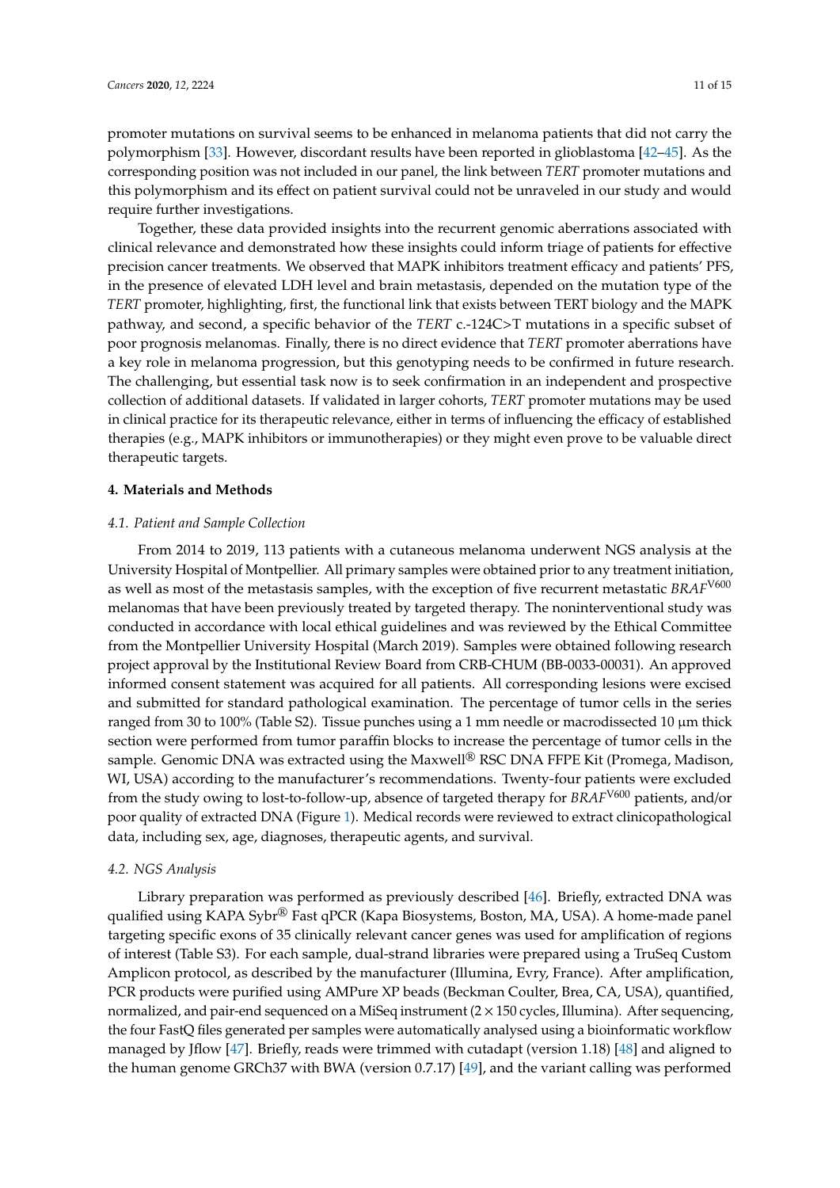promoter mutations on survival seems to be enhanced in melanoma patients that did not carry the polymorphism [33]. However, discordant results have been reported in glioblastoma [42–45]. As the corresponding position was not included in our panel, the link between *TERT* promoter mutations and this polymorphism and its effect on patient survival could not be unraveled in our study and would require further investigations.

Together, these data provided insights into the recurrent genomic aberrations associated with clinical relevance and demonstrated how these insights could inform triage of patients for effective precision cancer treatments. We observed that MAPK inhibitors treatment efficacy and patients' PFS, in the presence of elevated LDH level and brain metastasis, depended on the mutation type of the *TERT* promoter, highlighting, first, the functional link that exists between TERT biology and the MAPK pathway, and second, a specific behavior of the *TERT* c.-124C>T mutations in a specific subset of poor prognosis melanomas. Finally, there is no direct evidence that *TERT* promoter aberrations have a key role in melanoma progression, but this genotyping needs to be confirmed in future research. The challenging, but essential task now is to seek confirmation in an independent and prospective collection of additional datasets. If validated in larger cohorts, *TERT* promoter mutations may be used in clinical practice for its therapeutic relevance, either in terms of influencing the efficacy of established therapies (e.g., MAPK inhibitors or immunotherapies) or they might even prove to be valuable direct therapeutic targets.

## 4. Materials and Methods

### *4.1. Patient and Sample Collection*

From 2014 to 2019, 113 patients with a cutaneous melanoma underwent NGS analysis at the University Hospital of Montpellier. All primary samples were obtained prior to any treatment initiation, as well as most of the metastasis samples, with the exception of five recurrent metastatic *BRAF*$^{V600}$ melanomas that have been previously treated by targeted therapy. The noninterventional study was conducted in accordance with local ethical guidelines and was reviewed by the Ethical Committee from the Montpellier University Hospital (March 2019). Samples were obtained following research project approval by the Institutional Review Board from CRB-CHUM (BB-0033-00031). An approved informed consent statement was acquired for all patients. All corresponding lesions were excised and submitted for standard pathological examination. The percentage of tumor cells in the series ranged from 30 to 100% (Table S2). Tissue punches using a 1 mm needle or macrodissected 10 μm thick section were performed from tumor paraffin blocks to increase the percentage of tumor cells in the sample. Genomic DNA was extracted using the Maxwell® RSC DNA FFPE Kit (Promega, Madison, WI, USA) according to the manufacturer's recommendations. Twenty-four patients were excluded from the study owing to lost-to-follow-up, absence of targeted therapy for *BRAF*$^{V600}$ patients, and/or poor quality of extracted DNA (Figure 1). Medical records were reviewed to extract clinicopathological data, including sex, age, diagnoses, therapeutic agents, and survival.

### *4.2. NGS Analysis*

Library preparation was performed as previously described [46]. Briefly, extracted DNA was qualified using KAPA Sybr® Fast qPCR (Kapa Biosystems, Boston, MA, USA). A home-made panel targeting specific exons of 35 clinically relevant cancer genes was used for amplification of regions of interest (Table S3). For each sample, dual-strand libraries were prepared using a TruSeq Custom Amplicon protocol, as described by the manufacturer (Illumina, Evry, France). After amplification, PCR products were purified using AMPure XP beads (Beckman Coulter, Brea, CA, USA), quantified, normalized, and pair-end sequenced on a MiSeq instrument (2 × 150 cycles, Illumina). After sequencing, the four FastQ files generated per samples were automatically analysed using a bioinformatic workflow managed by Jflow [47]. Briefly, reads were trimmed with cutadapt (version 1.18) [48] and aligned to the human genome GRCh37 with BWA (version 0.7.17) [49], and the variant calling was performed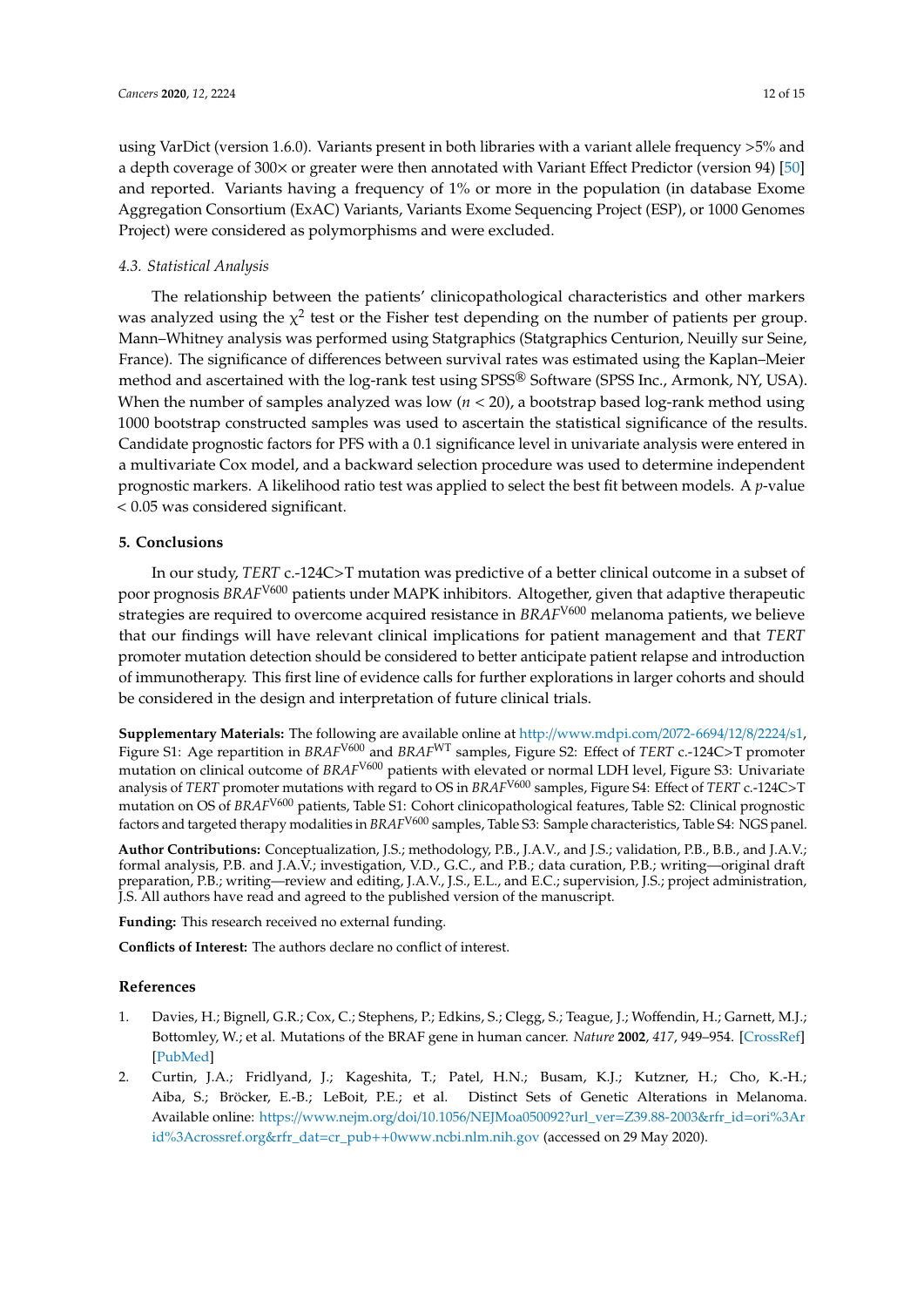using VarDict (version 1.6.0). Variants present in both libraries with a variant allele frequency >5% and a depth coverage of 300× or greater were then annotated with Variant Effect Predictor (version 94) [50] and reported. Variants having a frequency of 1% or more in the population (in database Exome Aggregation Consortium (ExAC) Variants, Variants Exome Sequencing Project (ESP), or 1000 Genomes Project) were considered as polymorphisms and were excluded.

### 4.3. Statistical Analysis

The relationship between the patients' clinicopathological characteristics and other markers was analyzed using the $\chi^2$ test or the Fisher test depending on the number of patients per group. Mann–Whitney analysis was performed using Statgraphics (Statgraphics Centurion, Neuilly sur Seine, France). The significance of differences between survival rates was estimated using the Kaplan–Meier method and ascertained with the log-rank test using SPSS® Software (SPSS Inc., Armonk, NY, USA). When the number of samples analyzed was low ($n < 20$), a bootstrap based log-rank method using 1000 bootstrap constructed samples was used to ascertain the statistical significance of the results. Candidate prognostic factors for PFS with a 0.1 significance level in univariate analysis were entered in a multivariate Cox model, and a backward selection procedure was used to determine independent prognostic markers. A likelihood ratio test was applied to select the best fit between models. A $p$-value < 0.05 was considered significant.

## 5. Conclusions

In our study, *TERT* c.-124C>T mutation was predictive of a better clinical outcome in a subset of poor prognosis *BRAF*$^{V600}$ patients under MAPK inhibitors. Altogether, given that adaptive therapeutic strategies are required to overcome acquired resistance in *BRAF*$^{V600}$ melanoma patients, we believe that our findings will have relevant clinical implications for patient management and that *TERT* promoter mutation detection should be considered to better anticipate patient relapse and introduction of immunotherapy. This first line of evidence calls for further explorations in larger cohorts and should be considered in the design and interpretation of future clinical trials.

**Supplementary Materials:** The following are available online at http://www.mdpi.com/2072-6694/12/8/2224/s1, Figure S1: Age repartition in *BRAF*$^{V600}$ and *BRAF*$^{WT}$ samples, Figure S2: Effect of *TERT* c.-124C>T promoter mutation on clinical outcome of *BRAF*$^{V600}$ patients with elevated or normal LDH level, Figure S3: Univariate analysis of *TERT* promoter mutations with regard to OS in *BRAF*$^{V600}$ samples, Figure S4: Effect of *TERT* c.-124C>T mutation on OS of *BRAF*$^{V600}$ patients, Table S1: Cohort clinicopathological features, Table S2: Clinical prognostic factors and targeted therapy modalities in *BRAF*$^{V600}$ samples, Table S3: Sample characteristics, Table S4: NGS panel.

**Author Contributions:** Conceptualization, J.S.; methodology, P.B., J.A.V., and J.S.; validation, P.B., B.B., and J.A.V.; formal analysis, P.B. and J.A.V.; investigation, V.D., G.C., and P.B.; data curation, P.B.; writing—original draft preparation, P.B.; writing—review and editing, J.A.V., J.S., E.L., and E.C.; supervision, J.S.; project administration, J.S. All authors have read and agreed to the published version of the manuscript.

**Funding:** This research received no external funding.

**Conflicts of Interest:** The authors declare no conflict of interest.

## References

1. Davies, H.; Bignell, G.R.; Cox, C.; Stephens, P.; Edkins, S.; Clegg, S.; Teague, J.; Woffendin, H.; Garnett, M.J.; Bottomley, W.; et al. Mutations of the BRAF gene in human cancer. *Nature* **2002**, *417*, 949–954. [CrossRef] [PubMed]
2. Curtin, J.A.; Fridlyand, J.; Kageshita, T.; Patel, H.N.; Busam, K.J.; Kutzner, H.; Cho, K.-H.; Aiba, S.; Bröcker, E.-B.; LeBoit, P.E.; et al. Distinct Sets of Genetic Alterations in Melanoma. Available online: https://www.nejm.org/doi/10.1056/NEJMoa050092?url_ver=Z39.88-2003&rfr_id=ori%3Arid%3Acrossref.org&rfr_dat=cr_pub++0www.ncbi.nlm.nih.gov (accessed on 29 May 2020).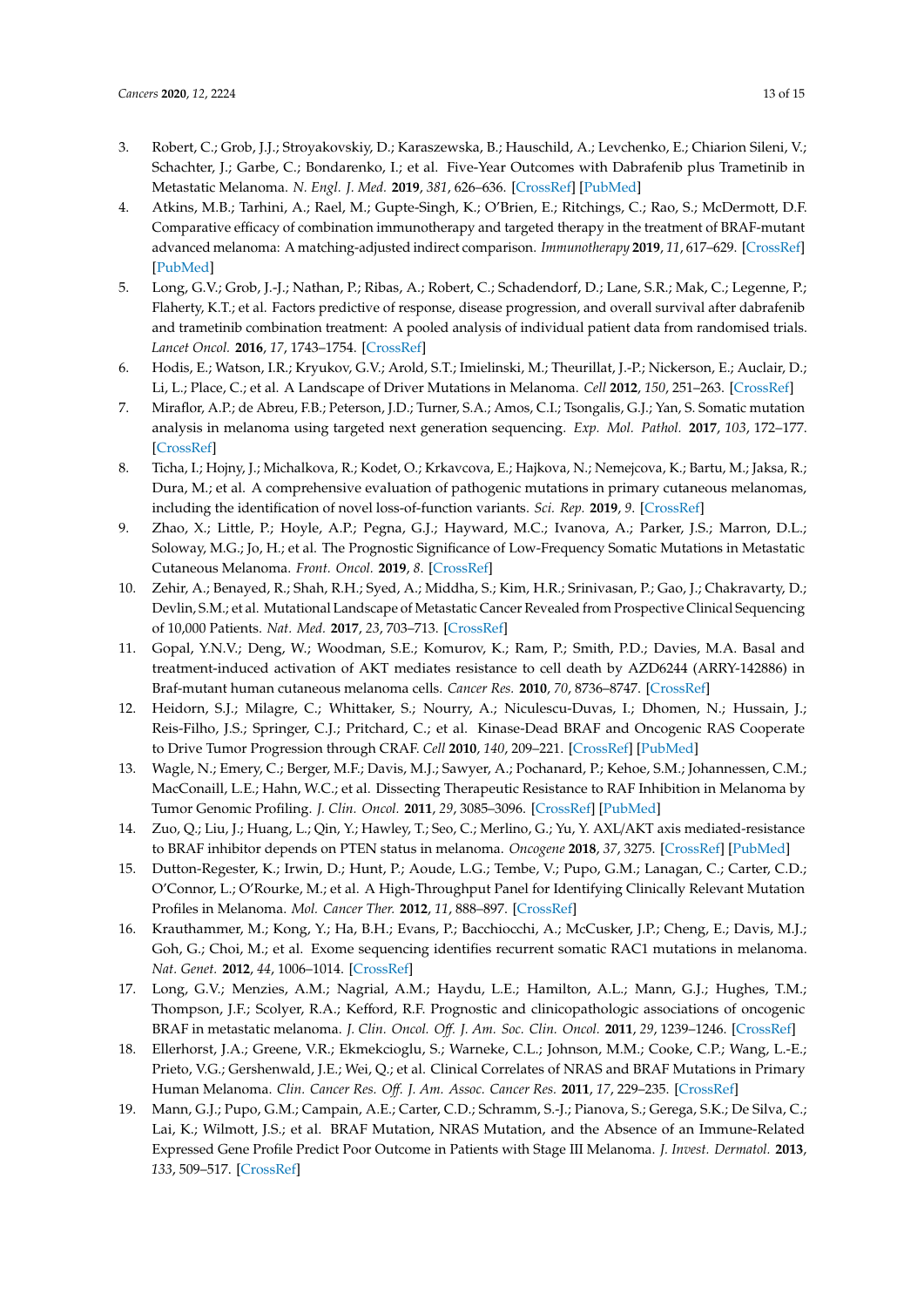3. Robert, C.; Grob, J.J.; Stroyakovskiy, D.; Karaszewska, B.; Hauschild, A.; Levchenko, E.; Chiarion Sileni, V.; Schachter, J.; Garbe, C.; Bondarenko, I.; et al. Five-Year Outcomes with Dabrafenib plus Trametinib in Metastatic Melanoma. *N. Engl. J. Med.* **2019**, *381*, 626–636. [CrossRef] [PubMed]
4. Atkins, M.B.; Tarhini, A.; Rael, M.; Gupte-Singh, K.; O'Brien, E.; Ritchings, C.; Rao, S.; McDermott, D.F. Comparative efficacy of combination immunotherapy and targeted therapy in the treatment of BRAF-mutant advanced melanoma: A matching-adjusted indirect comparison. *Immunotherapy* **2019**, *11*, 617–629. [CrossRef] [PubMed]
5. Long, G.V.; Grob, J.-J.; Nathan, P.; Ribas, A.; Robert, C.; Schadendorf, D.; Lane, S.R.; Mak, C.; Legenne, P.; Flaherty, K.T.; et al. Factors predictive of response, disease progression, and overall survival after dabrafenib and trametinib combination treatment: A pooled analysis of individual patient data from randomised trials. *Lancet Oncol.* **2016**, *17*, 1743–1754. [CrossRef]
6. Hodis, E.; Watson, I.R.; Kryukov, G.V.; Arold, S.T.; Imielinski, M.; Theurillat, J.-P.; Nickerson, E.; Auclair, D.; Li, L.; Place, C.; et al. A Landscape of Driver Mutations in Melanoma. *Cell* **2012**, *150*, 251–263. [CrossRef]
7. Miraflor, A.P.; de Abreu, F.B.; Peterson, J.D.; Turner, S.A.; Amos, C.I.; Tsongalis, G.J.; Yan, S. Somatic mutation analysis in melanoma using targeted next generation sequencing. *Exp. Mol. Pathol.* **2017**, *103*, 172–177. [CrossRef]
8. Ticha, I.; Hojny, J.; Michalkova, R.; Kodet, O.; Krkavcova, E.; Hajkova, N.; Nemejcova, K.; Bartu, M.; Jaksa, R.; Dura, M.; et al. A comprehensive evaluation of pathogenic mutations in primary cutaneous melanomas, including the identification of novel loss-of-function variants. *Sci. Rep.* **2019**, *9*. [CrossRef]
9. Zhao, X.; Little, P.; Hoyle, A.P.; Pegna, G.J.; Hayward, M.C.; Ivanova, A.; Parker, J.S.; Marron, D.L.; Soloway, M.G.; Jo, H.; et al. The Prognostic Significance of Low-Frequency Somatic Mutations in Metastatic Cutaneous Melanoma. *Front. Oncol.* **2019**, *8*. [CrossRef]
10. Zehir, A.; Benayed, R.; Shah, R.H.; Syed, A.; Middha, S.; Kim, H.R.; Srinivasan, P.; Gao, J.; Chakravarty, D.; Devlin, S.M.; et al. Mutational Landscape of Metastatic Cancer Revealed from Prospective Clinical Sequencing of 10,000 Patients. *Nat. Med.* **2017**, *23*, 703–713. [CrossRef]
11. Gopal, Y.N.V.; Deng, W.; Woodman, S.E.; Komurov, K.; Ram, P.; Smith, P.D.; Davies, M.A. Basal and treatment-induced activation of AKT mediates resistance to cell death by AZD6244 (ARRY-142886) in Braf-mutant human cutaneous melanoma cells. *Cancer Res.* **2010**, *70*, 8736–8747. [CrossRef]
12. Heidorn, S.J.; Milagre, C.; Whittaker, S.; Nourry, A.; Niculescu-Duvas, I.; Dhomen, N.; Hussain, J.; Reis-Filho, J.S.; Springer, C.J.; Pritchard, C.; et al. Kinase-Dead BRAF and Oncogenic RAS Cooperate to Drive Tumor Progression through CRAF. *Cell* **2010**, *140*, 209–221. [CrossRef] [PubMed]
13. Wagle, N.; Emery, C.; Berger, M.F.; Davis, M.J.; Sawyer, A.; Pochanard, P.; Kehoe, S.M.; Johannessen, C.M.; MacConaill, L.E.; Hahn, W.C.; et al. Dissecting Therapeutic Resistance to RAF Inhibition in Melanoma by Tumor Genomic Profiling. *J. Clin. Oncol.* **2011**, *29*, 3085–3096. [CrossRef] [PubMed]
14. Zuo, Q.; Liu, J.; Huang, L.; Qin, Y.; Hawley, T.; Seo, C.; Merlino, G.; Yu, Y. AXL/AKT axis mediated-resistance to BRAF inhibitor depends on PTEN status in melanoma. *Oncogene* **2018**, *37*, 3275. [CrossRef] [PubMed]
15. Dutton-Regester, K.; Irwin, D.; Hunt, P.; Aoude, L.G.; Tembe, V.; Pupo, G.M.; Lanagan, C.; Carter, C.D.; O'Connor, L.; O'Rourke, M.; et al. A High-Throughput Panel for Identifying Clinically Relevant Mutation Profiles in Melanoma. *Mol. Cancer Ther.* **2012**, *11*, 888–897. [CrossRef]
16. Krauthammer, M.; Kong, Y.; Ha, B.H.; Evans, P.; Bacchiocchi, A.; McCusker, J.P.; Cheng, E.; Davis, M.J.; Goh, G.; Choi, M.; et al. Exome sequencing identifies recurrent somatic RAC1 mutations in melanoma. *Nat. Genet.* **2012**, *44*, 1006–1014. [CrossRef]
17. Long, G.V.; Menzies, A.M.; Nagrial, A.M.; Haydu, L.E.; Hamilton, A.L.; Mann, G.J.; Hughes, T.M.; Thompson, J.F.; Scolyer, R.A.; Kefford, R.F. Prognostic and clinicopathologic associations of oncogenic BRAF in metastatic melanoma. *J. Clin. Oncol. Off. J. Am. Soc. Clin. Oncol.* **2011**, *29*, 1239–1246. [CrossRef]
18. Ellerhorst, J.A.; Greene, V.R.; Ekmekcioglu, S.; Warneke, C.L.; Johnson, M.M.; Cooke, C.P.; Wang, L.-E.; Prieto, V.G.; Gershenwald, J.E.; Wei, Q.; et al. Clinical Correlates of NRAS and BRAF Mutations in Primary Human Melanoma. *Clin. Cancer Res. Off. J. Am. Assoc. Cancer Res.* **2011**, *17*, 229–235. [CrossRef]
19. Mann, G.J.; Pupo, G.M.; Campain, A.E.; Carter, C.D.; Schramm, S.-J.; Pianova, S.; Gerega, S.K.; De Silva, C.; Lai, K.; Wilmott, J.S.; et al. BRAF Mutation, NRAS Mutation, and the Absence of an Immune-Related Expressed Gene Profile Predict Poor Outcome in Patients with Stage III Melanoma. *J. Invest. Dermatol.* **2013**, *133*, 509–517. [CrossRef]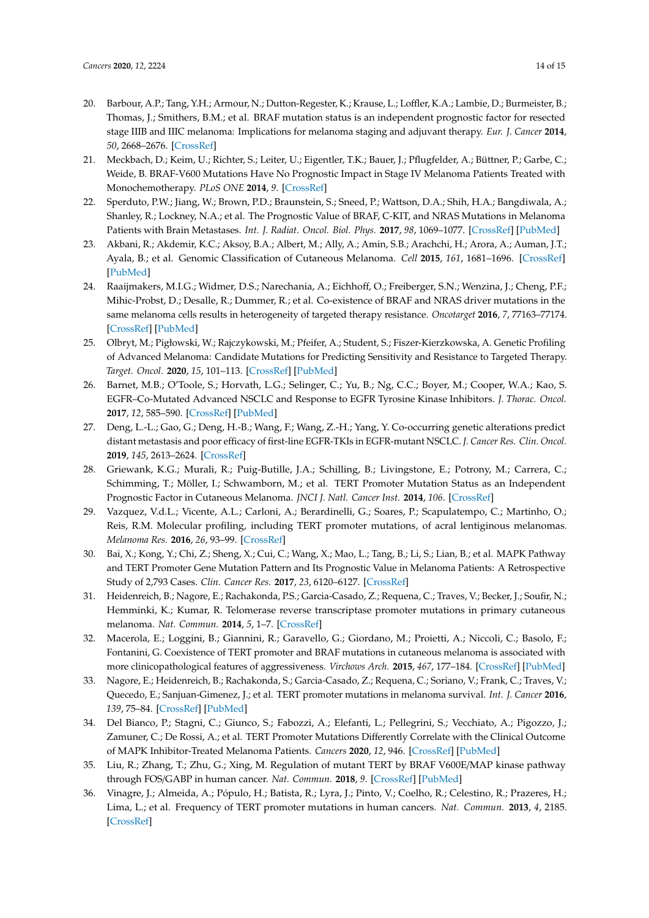20. Barbour, A.P.; Tang, Y.H.; Armour, N.; Dutton-Regester, K.; Krause, L.; Loffler, K.A.; Lambie, D.; Burmeister, B.; Thomas, J.; Smithers, B.M.; et al. BRAF mutation status is an independent prognostic factor for resected stage IIIB and IIIC melanoma: Implications for melanoma staging and adjuvant therapy. *Eur. J. Cancer* **2014**, *50*, 2668–2676. [CrossRef]
21. Meckbach, D.; Keim, U.; Richter, S.; Leiter, U.; Eigentler, T.K.; Bauer, J.; Pflugfelder, A.; Büttner, P.; Garbe, C.; Weide, B. BRAF-V600 Mutations Have No Prognostic Impact in Stage IV Melanoma Patients Treated with Monochemotherapy. *PLoS ONE* **2014**, *9*. [CrossRef]
22. Sperduto, P.W.; Jiang, W.; Brown, P.D.; Braunstein, S.; Sneed, P.; Wattson, D.A.; Shih, H.A.; Bangdiwala, A.; Shanley, R.; Lockney, N.A.; et al. The Prognostic Value of BRAF, C-KIT, and NRAS Mutations in Melanoma Patients with Brain Metastases. *Int. J. Radiat. Oncol. Biol. Phys.* **2017**, *98*, 1069–1077. [CrossRef] [PubMed]
23. Akbani, R.; Akdemir, K.C.; Aksoy, B.A.; Albert, M.; Ally, A.; Amin, S.B.; Arachchi, H.; Arora, A.; Auman, J.T.; Ayala, B.; et al. Genomic Classification of Cutaneous Melanoma. *Cell* **2015**, *161*, 1681–1696. [CrossRef] [PubMed]
24. Raaijmakers, M.I.G.; Widmer, D.S.; Narechania, A.; Eichhoff, O.; Freiberger, S.N.; Wenzina, J.; Cheng, P.F.; Mihic-Probst, D.; Desalle, R.; Dummer, R.; et al. Co-existence of BRAF and NRAS driver mutations in the same melanoma cells results in heterogeneity of targeted therapy resistance. *Oncotarget* **2016**, *7*, 77163–77174. [CrossRef] [PubMed]
25. Olbryt, M.; Pigłowski, W.; Rajczykowski, M.; Pfeifer, A.; Student, S.; Fiszer-Kierzkowska, A. Genetic Profiling of Advanced Melanoma: Candidate Mutations for Predicting Sensitivity and Resistance to Targeted Therapy. *Target. Oncol.* **2020**, *15*, 101–113. [CrossRef] [PubMed]
26. Barnet, M.B.; O'Toole, S.; Horvath, L.G.; Selinger, C.; Yu, B.; Ng, C.C.; Boyer, M.; Cooper, W.A.; Kao, S. EGFR–Co-Mutated Advanced NSCLC and Response to EGFR Tyrosine Kinase Inhibitors. *J. Thorac. Oncol.* **2017**, *12*, 585–590. [CrossRef] [PubMed]
27. Deng, L.-L.; Gao, G.; Deng, H.-B.; Wang, F.; Wang, Z.-H.; Yang, Y. Co-occurring genetic alterations predict distant metastasis and poor efficacy of first-line EGFR-TKIs in EGFR-mutant NSCLC. *J. Cancer Res. Clin. Oncol.* **2019**, *145*, 2613–2624. [CrossRef]
28. Griewank, K.G.; Murali, R.; Puig-Butille, J.A.; Schilling, B.; Livingstone, E.; Potrony, M.; Carrera, C.; Schimming, T.; Möller, I.; Schwamborn, M.; et al. TERT Promoter Mutation Status as an Independent Prognostic Factor in Cutaneous Melanoma. *JNCI J. Natl. Cancer Inst.* **2014**, *106*. [CrossRef]
29. Vazquez, V.d.L.; Vicente, A.L.; Carloni, A.; Berardinelli, G.; Soares, P.; Scapulatempo, C.; Martinho, O.; Reis, R.M. Molecular profiling, including TERT promoter mutations, of acral lentiginous melanomas. *Melanoma Res.* **2016**, *26*, 93–99. [CrossRef]
30. Bai, X.; Kong, Y.; Chi, Z.; Sheng, X.; Cui, C.; Wang, X.; Mao, L.; Tang, B.; Li, S.; Lian, B.; et al. MAPK Pathway and TERT Promoter Gene Mutation Pattern and Its Prognostic Value in Melanoma Patients: A Retrospective Study of 2,793 Cases. *Clin. Cancer Res.* **2017**, *23*, 6120–6127. [CrossRef]
31. Heidenreich, B.; Nagore, E.; Rachakonda, P.S.; Garcia-Casado, Z.; Requena, C.; Traves, V.; Becker, J.; Soufir, N.; Hemminki, K.; Kumar, R. Telomerase reverse transcriptase promoter mutations in primary cutaneous melanoma. *Nat. Commun.* **2014**, *5*, 1–7. [CrossRef]
32. Macerola, E.; Loggini, B.; Giannini, R.; Garavello, G.; Giordano, M.; Proietti, A.; Niccoli, C.; Basolo, F.; Fontanini, G. Coexistence of TERT promoter and BRAF mutations in cutaneous melanoma is associated with more clinicopathological features of aggressiveness. *Virchows Arch.* **2015**, *467*, 177–184. [CrossRef] [PubMed]
33. Nagore, E.; Heidenreich, B.; Rachakonda, S.; Garcia-Casado, Z.; Requena, C.; Soriano, V.; Frank, C.; Traves, V.; Quecedo, E.; Sanjuan-Gimenez, J.; et al. TERT promoter mutations in melanoma survival. *Int. J. Cancer* **2016**, *139*, 75–84. [CrossRef] [PubMed]
34. Del Bianco, P.; Stagni, C.; Giunco, S.; Fabozzi, A.; Elefanti, L.; Pellegrini, S.; Vecchiato, A.; Pigozzo, J.; Zamuner, C.; De Rossi, A.; et al. TERT Promoter Mutations Differently Correlate with the Clinical Outcome of MAPK Inhibitor-Treated Melanoma Patients. *Cancers* **2020**, *12*, 946. [CrossRef] [PubMed]
35. Liu, R.; Zhang, T.; Zhu, G.; Xing, M. Regulation of mutant TERT by BRAF V600E/MAP kinase pathway through FOS/GABP in human cancer. *Nat. Commun.* **2018**, *9*. [CrossRef] [PubMed]
36. Vinagre, J.; Almeida, A.; Pópulo, H.; Batista, R.; Lyra, J.; Pinto, V.; Coelho, R.; Celestino, R.; Prazeres, H.; Lima, L.; et al. Frequency of TERT promoter mutations in human cancers. *Nat. Commun.* **2013**, *4*, 2185. [CrossRef]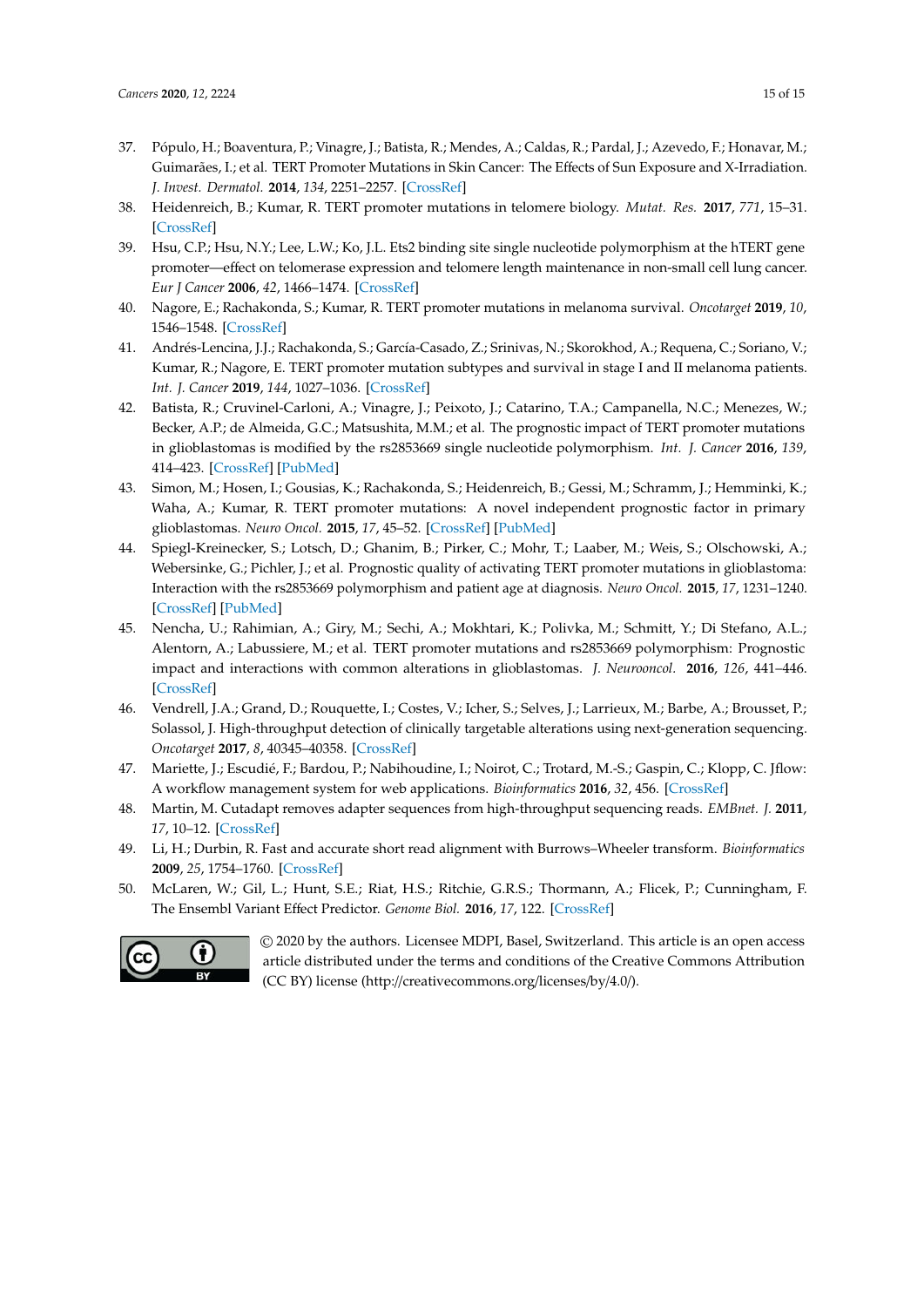37. Pópulo, H.; Boaventura, P.; Vinagre, J.; Batista, R.; Mendes, A.; Caldas, R.; Pardal, J.; Azevedo, F.; Honavar, M.; Guimarães, I.; et al. TERT Promoter Mutations in Skin Cancer: The Effects of Sun Exposure and X-Irradiation. *J. Invest. Dermatol.* **2014**, *134*, 2251–2257. [CrossRef]
38. Heidenreich, B.; Kumar, R. TERT promoter mutations in telomere biology. *Mutat. Res.* **2017**, *771*, 15–31. [CrossRef]
39. Hsu, C.P.; Hsu, N.Y.; Lee, L.W.; Ko, J.L. Ets2 binding site single nucleotide polymorphism at the hTERT gene promoter—effect on telomerase expression and telomere length maintenance in non-small cell lung cancer. *Eur J Cancer* **2006**, *42*, 1466–1474. [CrossRef]
40. Nagore, E.; Rachakonda, S.; Kumar, R. TERT promoter mutations in melanoma survival. *Oncotarget* **2019**, *10*, 1546–1548. [CrossRef]
41. Andrés-Lencina, J.J.; Rachakonda, S.; García-Casado, Z.; Srinivas, N.; Skorokhod, A.; Requena, C.; Soriano, V.; Kumar, R.; Nagore, E. TERT promoter mutation subtypes and survival in stage I and II melanoma patients. *Int. J. Cancer* **2019**, *144*, 1027–1036. [CrossRef]
42. Batista, R.; Cruvinel-Carloni, A.; Vinagre, J.; Peixoto, J.; Catarino, T.A.; Campanella, N.C.; Menezes, W.; Becker, A.P.; de Almeida, G.C.; Matsushita, M.M.; et al. The prognostic impact of TERT promoter mutations in glioblastomas is modified by the rs2853669 single nucleotide polymorphism. *Int. J. Cancer* **2016**, *139*, 414–423. [CrossRef] [PubMed]
43. Simon, M.; Hosen, I.; Gousias, K.; Rachakonda, S.; Heidenreich, B.; Gessi, M.; Schramm, J.; Hemminki, K.; Waha, A.; Kumar, R. TERT promoter mutations: A novel independent prognostic factor in primary glioblastomas. *Neuro Oncol.* **2015**, *17*, 45–52. [CrossRef] [PubMed]
44. Spiegl-Kreinecker, S.; Lotsch, D.; Ghanim, B.; Pirker, C.; Mohr, T.; Laaber, M.; Weis, S.; Olschowski, A.; Webersinke, G.; Pichler, J.; et al. Prognostic quality of activating TERT promoter mutations in glioblastoma: Interaction with the rs2853669 polymorphism and patient age at diagnosis. *Neuro Oncol.* **2015**, *17*, 1231–1240. [CrossRef] [PubMed]
45. Nencha, U.; Rahimian, A.; Giry, M.; Sechi, A.; Mokhtari, K.; Polivka, M.; Schmitt, Y.; Di Stefano, A.L.; Alentorn, A.; Labussiere, M.; et al. TERT promoter mutations and rs2853669 polymorphism: Prognostic impact and interactions with common alterations in glioblastomas. *J. Neurooncol.* **2016**, *126*, 441–446. [CrossRef]
46. Vendrell, J.A.; Grand, D.; Rouquette, I.; Costes, V.; Icher, S.; Selves, J.; Larrieux, M.; Barbe, A.; Brousset, P.; Solassol, J. High-throughput detection of clinically targetable alterations using next-generation sequencing. *Oncotarget* **2017**, *8*, 40345–40358. [CrossRef]
47. Mariette, J.; Escudié, F.; Bardou, P.; Nabihoudine, I.; Noirot, C.; Trotard, M.-S.; Gaspin, C.; Klopp, C. Jflow: A workflow management system for web applications. *Bioinformatics* **2016**, *32*, 456. [CrossRef]
48. Martin, M. Cutadapt removes adapter sequences from high-throughput sequencing reads. *EMBnet. J.* **2011**, *17*, 10–12. [CrossRef]
49. Li, H.; Durbin, R. Fast and accurate short read alignment with Burrows–Wheeler transform. *Bioinformatics* **2009**, *25*, 1754–1760. [CrossRef]
50. McLaren, W.; Gil, L.; Hunt, S.E.; Riat, H.S.; Ritchie, G.R.S.; Thormann, A.; Flicek, P.; Cunningham, F. The Ensembl Variant Effect Predictor. *Genome Biol.* **2016**, *17*, 122. [CrossRef]

© 2020 by the authors. Licensee MDPI, Basel, Switzerland. This article is an open access article distributed under the terms and conditions of the Creative Commons Attribution (CC BY) license (http://creativecommons.org/licenses/by/4.0/).